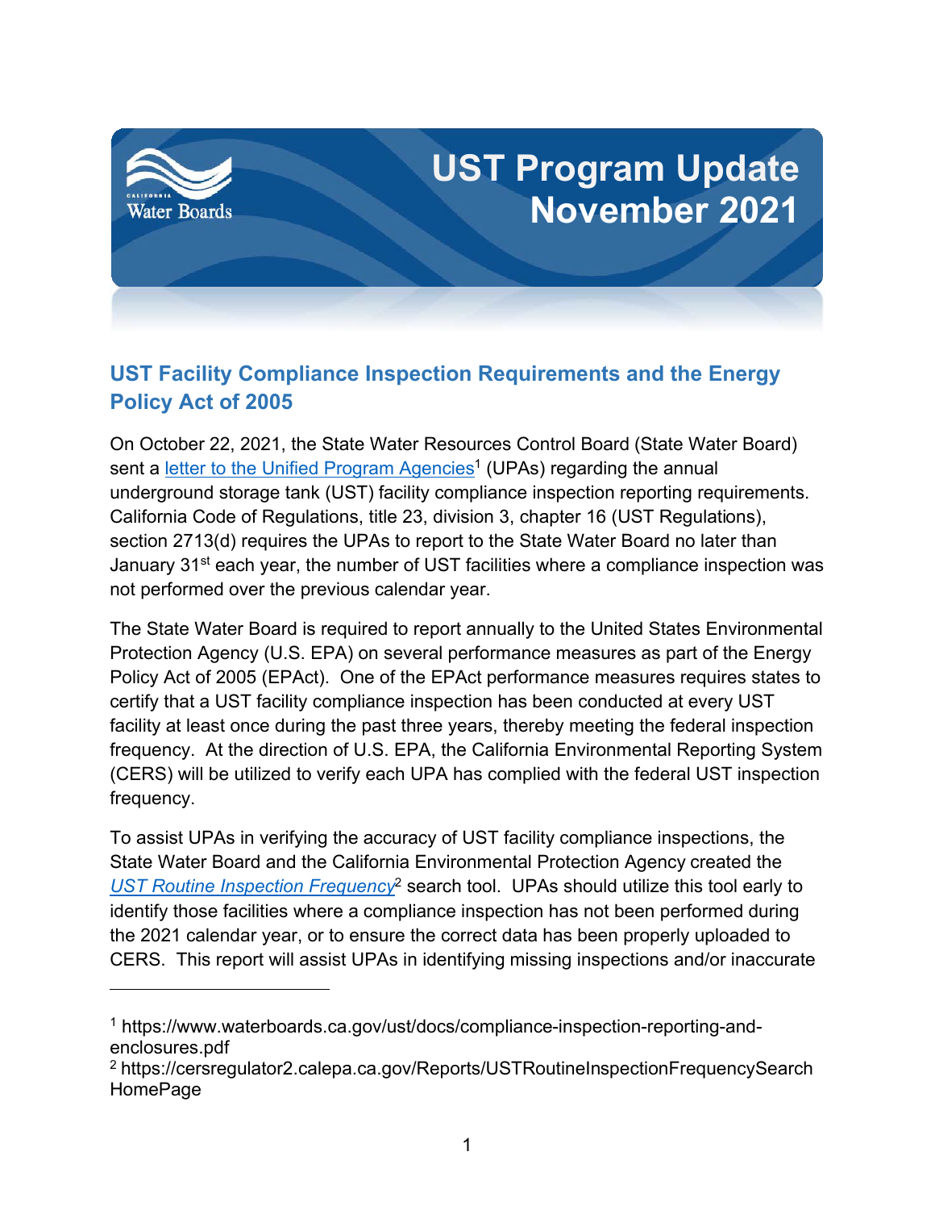# UST Program Update November 2021

## UST Facility Compliance Inspection Requirements and the Energy Policy Act of 2005

On October 22, 2021, the State Water Resources Control Board (State Water Board) sent a letter to the Unified Program Agencies[1] (UPAs) regarding the annual underground storage tank (UST) facility compliance inspection reporting requirements. California Code of Regulations, title 23, division 3, chapter 16 (UST Regulations), section 2713(d) requires the UPAs to report to the State Water Board no later than January 31st each year, the number of UST facilities where a compliance inspection was not performed over the previous calendar year.

The State Water Board is required to report annually to the United States Environmental Protection Agency (U.S. EPA) on several performance measures as part of the Energy Policy Act of 2005 (EPAct). One of the EPAct performance measures requires states to certify that a UST facility compliance inspection has been conducted at every UST facility at least once during the past three years, thereby meeting the federal inspection frequency. At the direction of U.S. EPA, the California Environmental Reporting System (CERS) will be utilized to verify each UPA has complied with the federal UST inspection frequency.

To assist UPAs in verifying the accuracy of UST facility compliance inspections, the State Water Board and the California Environmental Protection Agency created the *UST Routine Inspection Frequency*[2] search tool. UPAs should utilize this tool early to identify those facilities where a compliance inspection has not been performed during the 2021 calendar year, or to ensure the correct data has been properly uploaded to CERS. This report will assist UPAs in identifying missing inspections and/or inaccurate

---

[1] https://www.waterboards.ca.gov/ust/docs/compliance-inspection-reporting-and-enclosures.pdf

[2] https://cersregulator2.calepa.ca.gov/Reports/USTRoutineInspectionFrequencySearchHomePage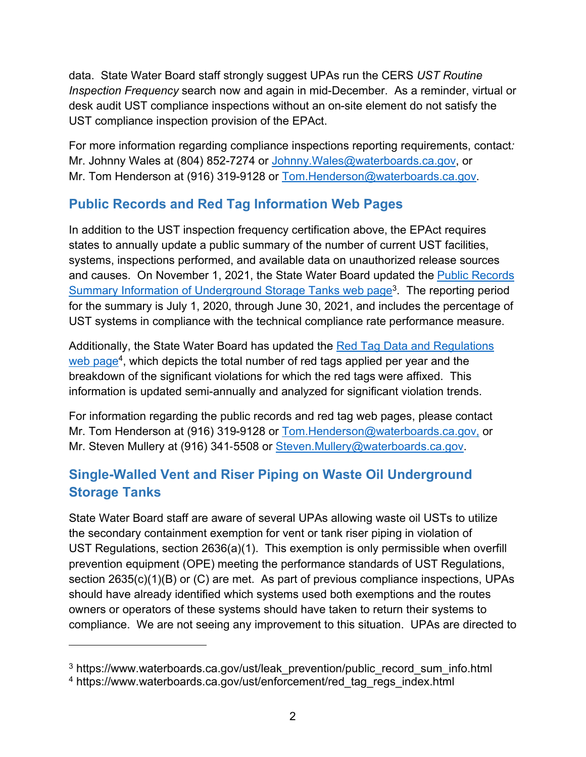data. State Water Board staff strongly suggest UPAs run the CERS *UST Routine Inspection Frequency* search now and again in mid-December. As a reminder, virtual or desk audit UST compliance inspections without an on-site element do not satisfy the UST compliance inspection provision of the EPAct.

For more information regarding compliance inspections reporting requirements, contact*:* Mr. Johnny Wales at (804) 852-7274 or [Johnny.Wales@waterboards.ca.gov](mailto:Johnny.Wales@waterboards.ca.gov), or Mr. Tom Henderson at (916) 319-9128 or [Tom.Henderson@waterboards.ca.gov](mailto:Tom.Henderson@waterboards.ca.gov).

## Public Records and Red Tag Information Web Pages

In addition to the UST inspection frequency certification above, the EPAct requires states to annually update a public summary of the number of current UST facilities, systems, inspections performed, and available data on unauthorized release sources and causes. On November 1, 2021, the State Water Board updated the [Public Records Summary Information of Underground Storage Tanks web page](https://www.waterboards.ca.gov/ust/leak_prevention/public_record_sum_info.html)[3]. The reporting period for the summary is July 1, 2020, through June 30, 2021, and includes the percentage of UST systems in compliance with the technical compliance rate performance measure.

Additionally, the State Water Board has updated the [Red Tag Data and Regulations web page](https://www.waterboards.ca.gov/ust/enforcement/red_tag_regs_index.html)[4], which depicts the total number of red tags applied per year and the breakdown of the significant violations for which the red tags were affixed. This information is updated semi-annually and analyzed for significant violation trends.

For information regarding the public records and red tag web pages, please contact Mr. Tom Henderson at (916) 319-9128 or [Tom.Henderson@waterboards.ca.gov,](mailto:Tom.Henderson@waterboards.ca.gov) or Mr. Steven Mullery at (916) 341-5508 or [Steven.Mullery@waterboards.ca.gov](mailto:Steven.Mullery@waterboards.ca.gov).

## Single-Walled Vent and Riser Piping on Waste Oil Underground Storage Tanks

State Water Board staff are aware of several UPAs allowing waste oil USTs to utilize the secondary containment exemption for vent or tank riser piping in violation of UST Regulations, section 2636(a)(1). This exemption is only permissible when overfill prevention equipment (OPE) meeting the performance standards of UST Regulations, section 2635(c)(1)(B) or (C) are met. As part of previous compliance inspections, UPAs should have already identified which systems used both exemptions and the routes owners or operators of these systems should have taken to return their systems to compliance. We are not seeing any improvement to this situation. UPAs are directed to

---

[3] https://www.waterboards.ca.gov/ust/leak_prevention/public_record_sum_info.html

[4] https://www.waterboards.ca.gov/ust/enforcement/red_tag_regs_index.html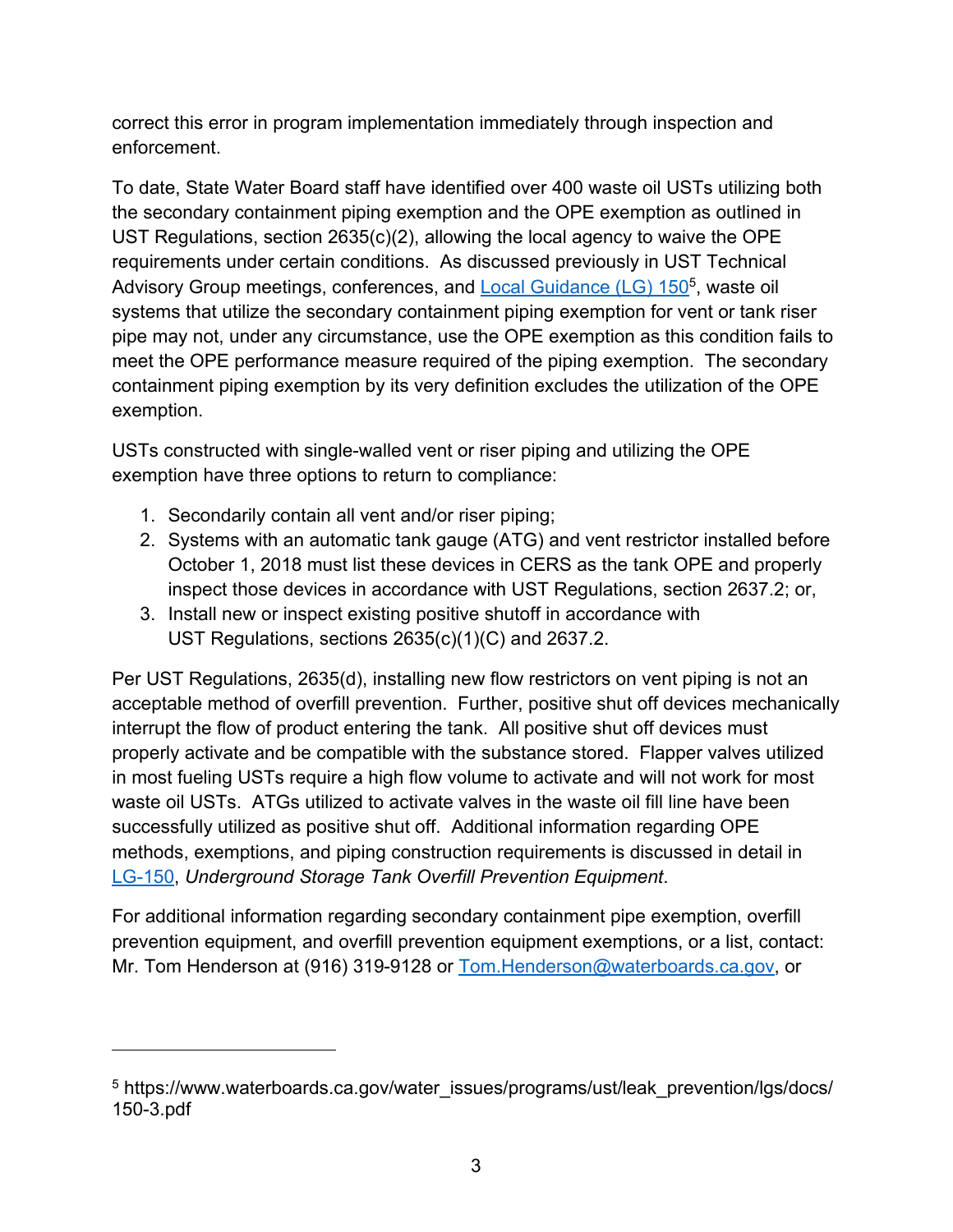correct this error in program implementation immediately through inspection and enforcement.

To date, State Water Board staff have identified over 400 waste oil USTs utilizing both the secondary containment piping exemption and the OPE exemption as outlined in UST Regulations, section 2635(c)(2), allowing the local agency to waive the OPE requirements under certain conditions. As discussed previously in UST Technical Advisory Group meetings, conferences, and [Local Guidance (LG) 150](https://www.waterboards.ca.gov/water_issues/programs/ust/leak_prevention/lgs/docs/150-3.pdf)[5], waste oil systems that utilize the secondary containment piping exemption for vent or tank riser pipe may not, under any circumstance, use the OPE exemption as this condition fails to meet the OPE performance measure required of the piping exemption. The secondary containment piping exemption by its very definition excludes the utilization of the OPE exemption.

USTs constructed with single-walled vent or riser piping and utilizing the OPE exemption have three options to return to compliance:

1. Secondarily contain all vent and/or riser piping;
2. Systems with an automatic tank gauge (ATG) and vent restrictor installed before October 1, 2018 must list these devices in CERS as the tank OPE and properly inspect those devices in accordance with UST Regulations, section 2637.2; or,
3. Install new or inspect existing positive shutoff in accordance with UST Regulations, sections 2635(c)(1)(C) and 2637.2.

Per UST Regulations, 2635(d), installing new flow restrictors on vent piping is not an acceptable method of overfill prevention. Further, positive shut off devices mechanically interrupt the flow of product entering the tank. All positive shut off devices must properly activate and be compatible with the substance stored. Flapper valves utilized in most fueling USTs require a high flow volume to activate and will not work for most waste oil USTs. ATGs utilized to activate valves in the waste oil fill line have been successfully utilized as positive shut off. Additional information regarding OPE methods, exemptions, and piping construction requirements is discussed in detail in [LG-150](https://www.waterboards.ca.gov/water_issues/programs/ust/leak_prevention/lgs/docs/150-3.pdf), *Underground Storage Tank Overfill Prevention Equipment*.

For additional information regarding secondary containment pipe exemption, overfill prevention equipment, and overfill prevention equipment exemptions, or a list, contact: Mr. Tom Henderson at (916) 319-9128 or [Tom.Henderson@waterboards.ca.gov](mailto:Tom.Henderson@waterboards.ca.gov), or

[5] https://www.waterboards.ca.gov/water_issues/programs/ust/leak_prevention/lgs/docs/150-3.pdf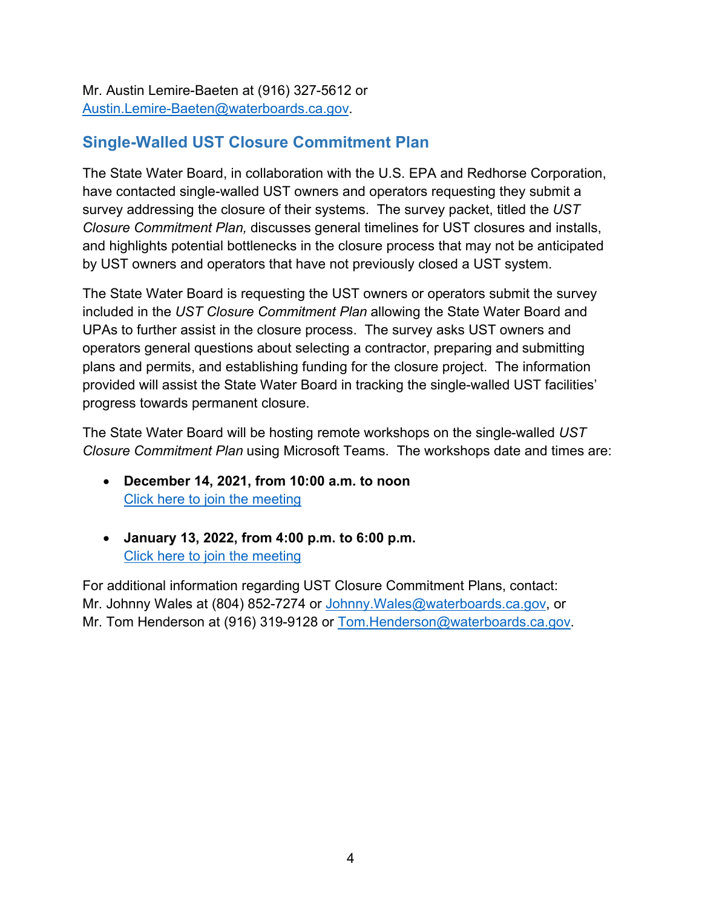Mr. Austin Lemire-Baeten at (916) 327-5612 or Austin.Lemire-Baeten@waterboards.ca.gov.

## Single-Walled UST Closure Commitment Plan

The State Water Board, in collaboration with the U.S. EPA and Redhorse Corporation, have contacted single-walled UST owners and operators requesting they submit a survey addressing the closure of their systems. The survey packet, titled the *UST Closure Commitment Plan,* discusses general timelines for UST closures and installs, and highlights potential bottlenecks in the closure process that may not be anticipated by UST owners and operators that have not previously closed a UST system.

The State Water Board is requesting the UST owners or operators submit the survey included in the *UST Closure Commitment Plan* allowing the State Water Board and UPAs to further assist in the closure process. The survey asks UST owners and operators general questions about selecting a contractor, preparing and submitting plans and permits, and establishing funding for the closure project. The information provided will assist the State Water Board in tracking the single-walled UST facilities' progress towards permanent closure.

The State Water Board will be hosting remote workshops on the single-walled *UST Closure Commitment Plan* using Microsoft Teams. The workshops date and times are:

- **December 14, 2021, from 10:00 a.m. to noon**
  Click here to join the meeting

- **January 13, 2022, from 4:00 p.m. to 6:00 p.m.**
  Click here to join the meeting

For additional information regarding UST Closure Commitment Plans, contact:
Mr. Johnny Wales at (804) 852-7274 or Johnny.Wales@waterboards.ca.gov, or
Mr. Tom Henderson at (916) 319-9128 or Tom.Henderson@waterboards.ca.gov.